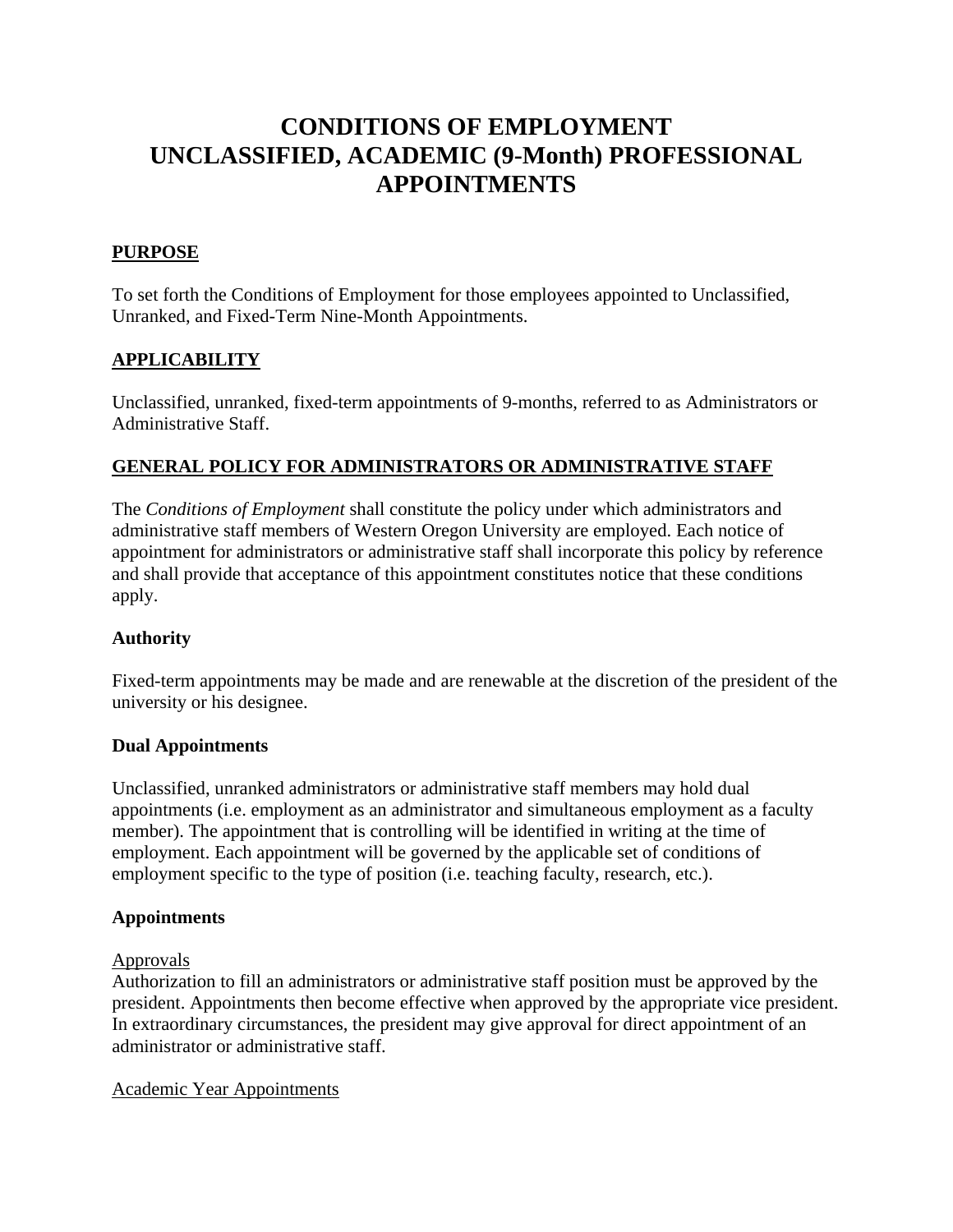# CONDITIONS OF EMPLOYMENT UNCLASSIFIED, ACADEMIC (9-Month) PROFESSIONAL APPOINTMENTS

## PURPOSE

To set forth the Conditions of Employment for those employees appointed to Unclassified, Unranked, and Fixed-Term Nine-Month Appointments.

## APPLICABILITY

Unclassified, unranked, fixed-term appointments of 9-months, referred to as Administrators or Administrative Staff.

## GENERAL POLICY FOR ADMINISTRATORS OR ADMINISTRATIVE STAFF

The *Conditions of Employment* shall constitute the policy under which administrators and administrative staff members of Western Oregon University are employed. Each notice of appointment for administrators or administrative staff shall incorporate this policy by reference and shall provide that acceptance of this appointment constitutes notice that these conditions apply.

### Authority

Fixed-term appointments may be made and are renewable at the discretion of the president of the university or his designee.

### Dual Appointments

Unclassified, unranked administrators or administrative staff members may hold dual appointments (i.e. employment as an administrator and simultaneous employment as a faculty member). The appointment that is controlling will be identified in writing at the time of employment. Each appointment will be governed by the applicable set of conditions of employment specific to the type of position (i.e. teaching faculty, research, etc.).

### Appointments

Approvals
Authorization to fill an administrators or administrative staff position must be approved by the president. Appointments then become effective when approved by the appropriate vice president. In extraordinary circumstances, the president may give approval for direct appointment of an administrator or administrative staff.

Academic Year Appointments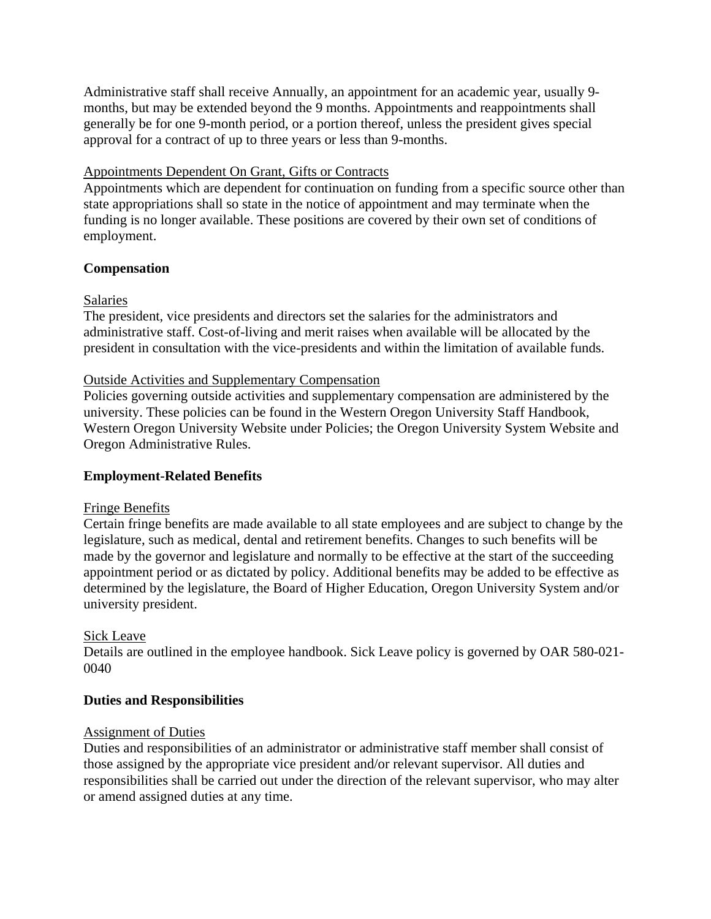Administrative staff shall receive Annually, an appointment for an academic year, usually 9-months, but may be extended beyond the 9 months. Appointments and reappointments shall generally be for one 9-month period, or a portion thereof, unless the president gives special approval for a contract of up to three years or less than 9-months.

Appointments Dependent On Grant, Gifts or Contracts

Appointments which are dependent for continuation on funding from a specific source other than state appropriations shall so state in the notice of appointment and may terminate when the funding is no longer available. These positions are covered by their own set of conditions of employment.

**Compensation**

Salaries

The president, vice presidents and directors set the salaries for the administrators and administrative staff. Cost-of-living and merit raises when available will be allocated by the president in consultation with the vice-presidents and within the limitation of available funds.

Outside Activities and Supplementary Compensation

Policies governing outside activities and supplementary compensation are administered by the university. These policies can be found in the Western Oregon University Staff Handbook, Western Oregon University Website under Policies; the Oregon University System Website and Oregon Administrative Rules.

**Employment-Related Benefits**

Fringe Benefits

Certain fringe benefits are made available to all state employees and are subject to change by the legislature, such as medical, dental and retirement benefits. Changes to such benefits will be made by the governor and legislature and normally to be effective at the start of the succeeding appointment period or as dictated by policy. Additional benefits may be added to be effective as determined by the legislature, the Board of Higher Education, Oregon University System and/or university president.

Sick Leave

Details are outlined in the employee handbook. Sick Leave policy is governed by OAR 580-021-0040

**Duties and Responsibilities**

Assignment of Duties

Duties and responsibilities of an administrator or administrative staff member shall consist of those assigned by the appropriate vice president and/or relevant supervisor. All duties and responsibilities shall be carried out under the direction of the relevant supervisor, who may alter or amend assigned duties at any time.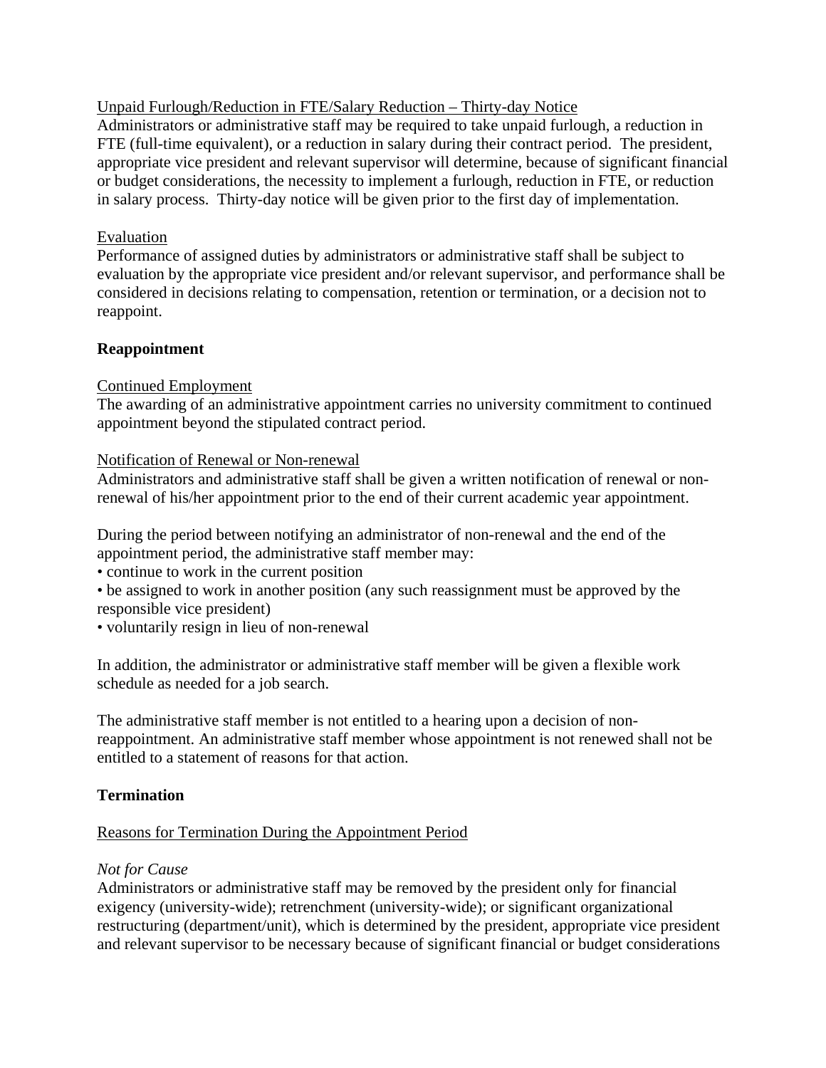Unpaid Furlough/Reduction in FTE/Salary Reduction – Thirty-day Notice

Administrators or administrative staff may be required to take unpaid furlough, a reduction in FTE (full-time equivalent), or a reduction in salary during their contract period. The president, appropriate vice president and relevant supervisor will determine, because of significant financial or budget considerations, the necessity to implement a furlough, reduction in FTE, or reduction in salary process. Thirty-day notice will be given prior to the first day of implementation.

Evaluation

Performance of assigned duties by administrators or administrative staff shall be subject to evaluation by the appropriate vice president and/or relevant supervisor, and performance shall be considered in decisions relating to compensation, retention or termination, or a decision not to reappoint.

**Reappointment**

Continued Employment

The awarding of an administrative appointment carries no university commitment to continued appointment beyond the stipulated contract period.

Notification of Renewal or Non-renewal

Administrators and administrative staff shall be given a written notification of renewal or non-renewal of his/her appointment prior to the end of their current academic year appointment.

During the period between notifying an administrator of non-renewal and the end of the appointment period, the administrative staff member may:

- continue to work in the current position
- be assigned to work in another position (any such reassignment must be approved by the responsible vice president)
- voluntarily resign in lieu of non-renewal

In addition, the administrator or administrative staff member will be given a flexible work schedule as needed for a job search.

The administrative staff member is not entitled to a hearing upon a decision of non-reappointment. An administrative staff member whose appointment is not renewed shall not be entitled to a statement of reasons for that action.

**Termination**

Reasons for Termination During the Appointment Period

*Not for Cause*

Administrators or administrative staff may be removed by the president only for financial exigency (university-wide); retrenchment (university-wide); or significant organizational restructuring (department/unit), which is determined by the president, appropriate vice president and relevant supervisor to be necessary because of significant financial or budget considerations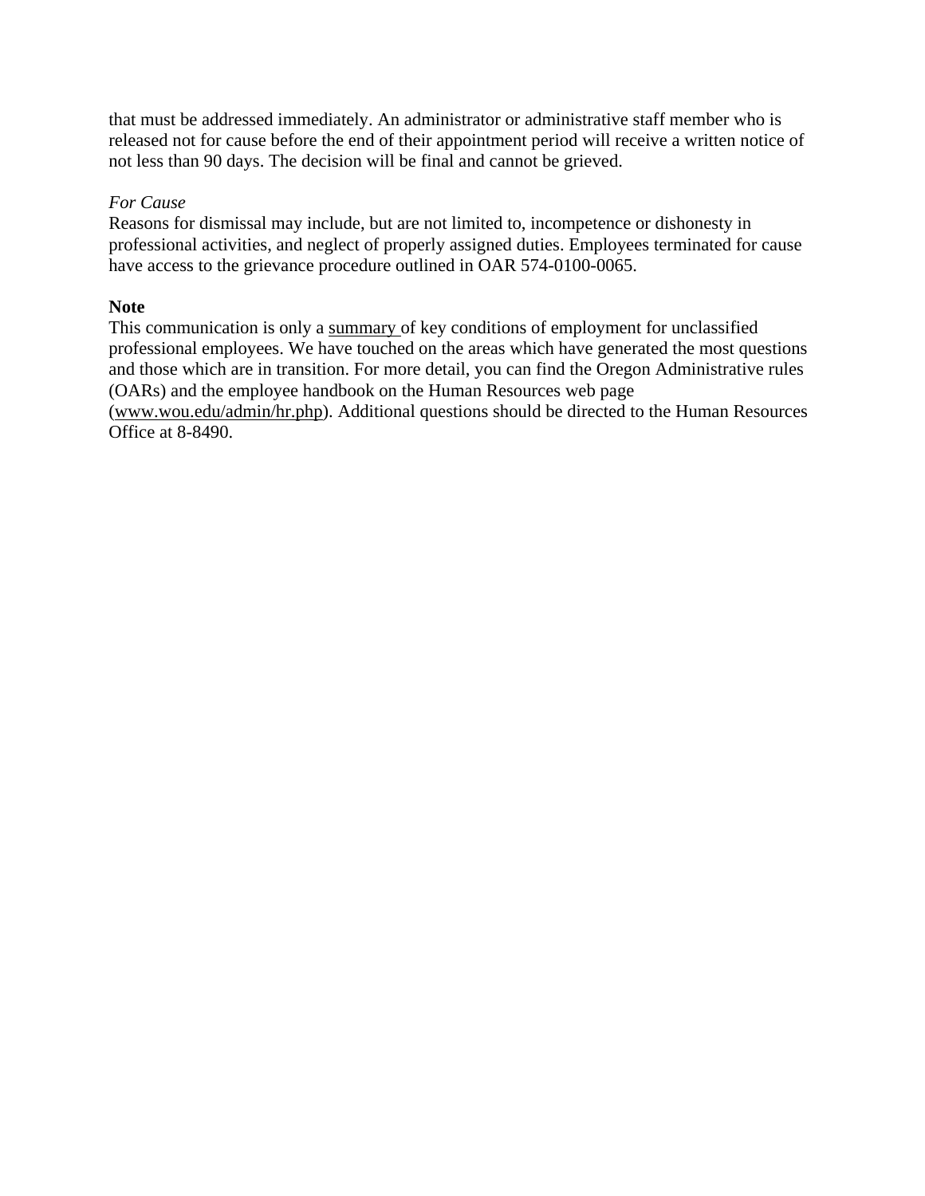that must be addressed immediately. An administrator or administrative staff member who is released not for cause before the end of their appointment period will receive a written notice of not less than 90 days. The decision will be final and cannot be grieved.

*For Cause*

Reasons for dismissal may include, but are not limited to, incompetence or dishonesty in professional activities, and neglect of properly assigned duties. Employees terminated for cause have access to the grievance procedure outlined in OAR 574-0100-0065.

**Note**

This communication is only a summary of key conditions of employment for unclassified professional employees. We have touched on the areas which have generated the most questions and those which are in transition. For more detail, you can find the Oregon Administrative rules (OARs) and the employee handbook on the Human Resources web page (www.wou.edu/admin/hr.php). Additional questions should be directed to the Human Resources Office at 8-8490.